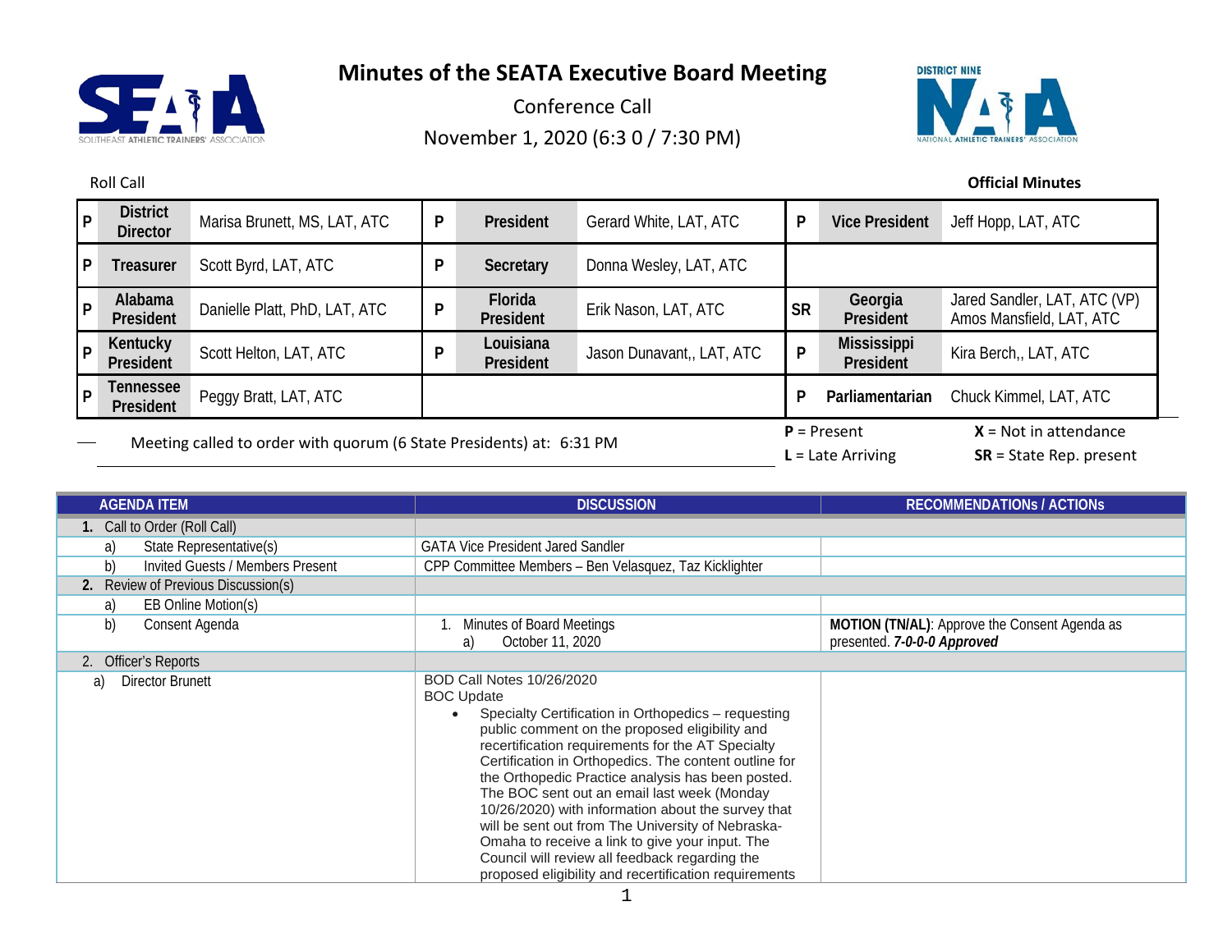# Minutes of the SEATA Executive Board Meeting

Conference Call

November 1, 2020 (6:3 0 / 7:30 PM)

Roll Call

**Official Minutes**

| | | | | | | | | |
|---|---|---|---|---|---|---|---|---|
| P | **District Director** | Marisa Brunett, MS, LAT, ATC | P | **President** | Gerard White, LAT, ATC | P | **Vice President** | Jeff Hopp, LAT, ATC |
| P | **Treasurer** | Scott Byrd, LAT, ATC | P | **Secretary** | Donna Wesley, LAT, ATC | | | |
| P | **Alabama President** | Danielle Platt, PhD, LAT, ATC | P | **Florida President** | Erik Nason, LAT, ATC | SR | **Georgia President** | Jared Sandler, LAT, ATC (VP) Amos Mansfield, LAT, ATC |
| P | **Kentucky President** | Scott Helton, LAT, ATC | P | **Louisiana President** | Jason Dunavant,, LAT, ATC | P | **Mississippi President** | Kira Berch,, LAT, ATC |
| P | **Tennessee President** | Peggy Bratt, LAT, ATC | | | | P | **Parliamentarian** | Chuck Kimmel, LAT, ATC |

Meeting called to order with quorum (6 State Presidents) at: 6:31 PM

**P** = Present | **X** = Not in attendance
**L** = Late Arriving | **SR** = State Rep. present

| AGENDA ITEM | DISCUSSION | RECOMMENDATIONs / ACTIONs |
|---|---|---|
| **1.** Call to Order (Roll Call) | | |
| a) State Representative(s) | GATA Vice President Jared Sandler | |
| b) Invited Guests / Members Present | CPP Committee Members – Ben Velasquez, Taz Kicklighter | |
| **2.** Review of Previous Discussion(s) | | |
| a) EB Online Motion(s) | | |
| b) Consent Agenda | 1. Minutes of Board Meetings<br>a) October 11, 2020 | **MOTION (TN/AL)**: Approve the Consent Agenda as presented. ***7-0-0-0 Approved*** |
| 2. Officer's Reports | | |
| a) Director Brunett | BOD Call Notes 10/26/2020<br>BOC Update<br>• Specialty Certification in Orthopedics – requesting public comment on the proposed eligibility and recertification requirements for the AT Specialty Certification in Orthopedics. The content outline for the Orthopedic Practice analysis has been posted. The BOC sent out an email last week (Monday 10/26/2020) with information about the survey that will be sent out from The University of Nebraska-Omaha to receive a link to give your input. The Council will review all feedback regarding the proposed eligibility and recertification requirements | |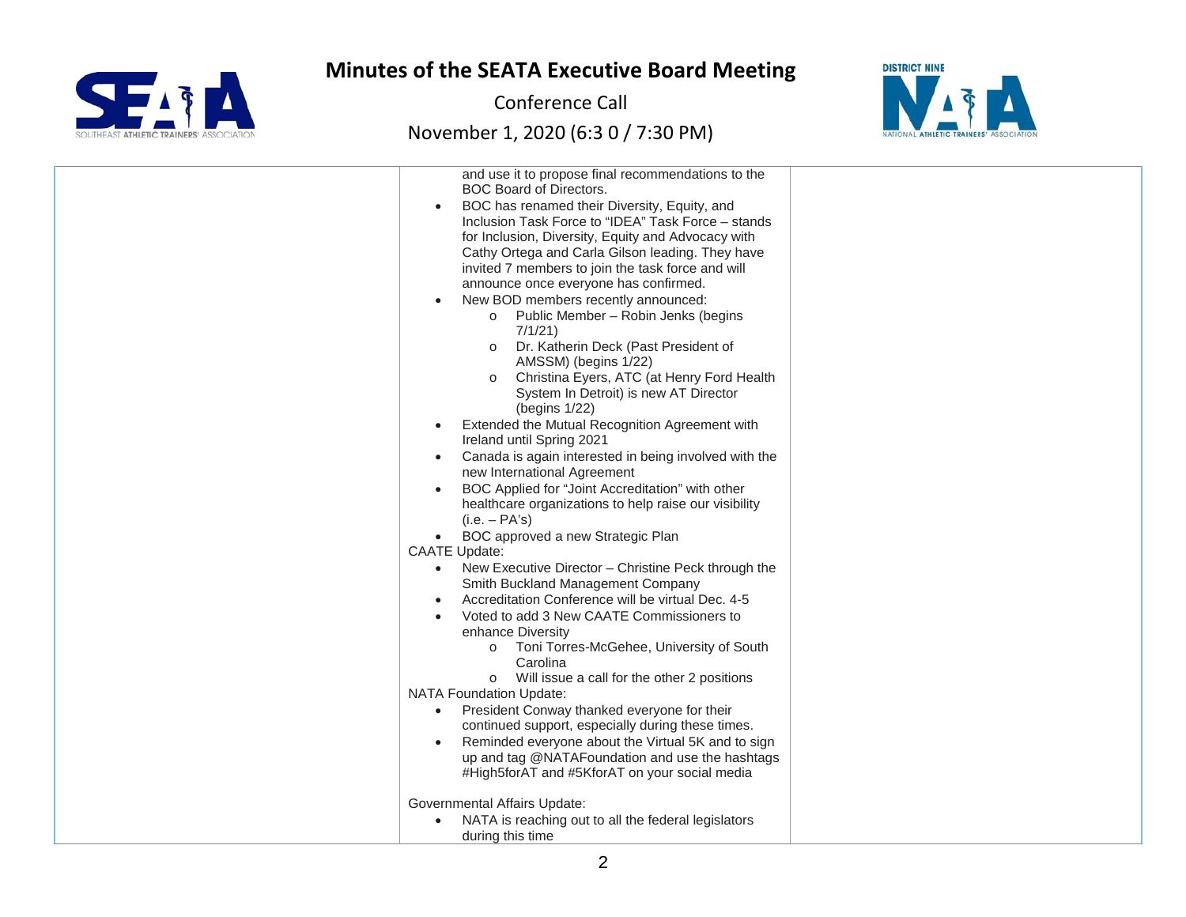| | | |
|---|---|---|
| | and use it to propose final recommendations to the BOC Board of Directors.<br>• BOC has renamed their Diversity, Equity, and Inclusion Task Force to "IDEA" Task Force – stands for Inclusion, Diversity, Equity and Advocacy with Cathy Ortega and Carla Gilson leading. They have invited 7 members to join the task force and will announce once everyone has confirmed.<br>• New BOD members recently announced:<br>  o Public Member – Robin Jenks (begins 7/1/21)<br>  o Dr. Katherin Deck (Past President of AMSSM) (begins 1/22)<br>  o Christina Eyers, ATC (at Henry Ford Health System In Detroit) is new AT Director (begins 1/22)<br>• Extended the Mutual Recognition Agreement with Ireland until Spring 2021<br>• Canada is again interested in being involved with the new International Agreement<br>• BOC Applied for "Joint Accreditation" with other healthcare organizations to help raise our visibility (i.e. – PA's)<br>• BOC approved a new Strategic Plan<br>CAATE Update:<br>• New Executive Director – Christine Peck through the Smith Buckland Management Company<br>• Accreditation Conference will be virtual Dec. 4-5<br>• Voted to add 3 New CAATE Commissioners to enhance Diversity<br>  o Toni Torres-McGehee, University of South Carolina<br>  o Will issue a call for the other 2 positions<br>NATA Foundation Update:<br>• President Conway thanked everyone for their continued support, especially during these times.<br>• Reminded everyone about the Virtual 5K and to sign up and tag @NATAFoundation and use the hashtags #High5forAT and #5KforAT on your social media<br><br>Governmental Affairs Update:<br>• NATA is reaching out to all the federal legislators during this time | |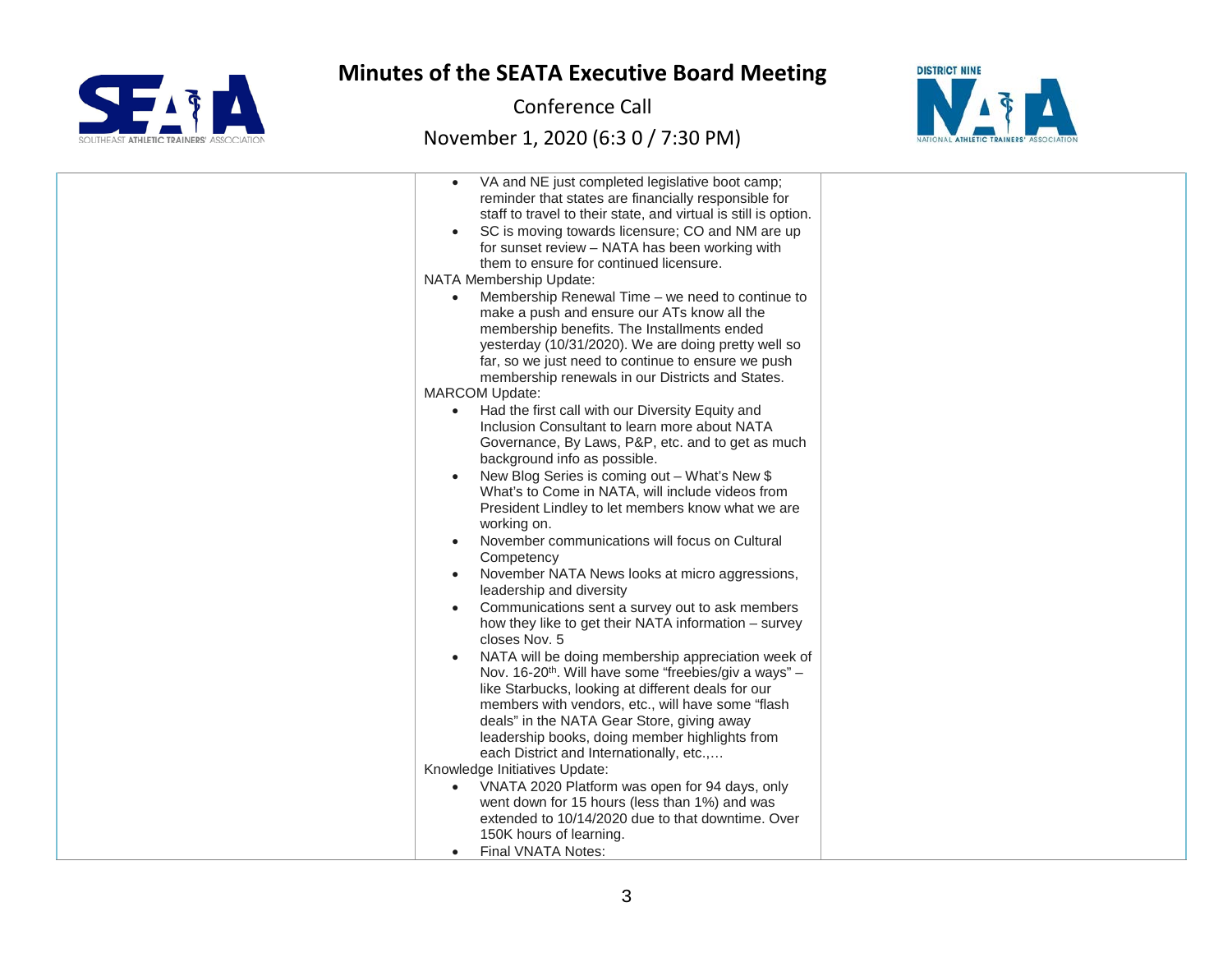# Minutes of the SEATA Executive Board Meeting

Conference Call

November 1, 2020 (6:3 0 / 7:30 PM)

| | | |
|---|---|---|
| | • VA and NE just completed legislative boot camp; reminder that states are financially responsible for staff to travel to their state, and virtual is still is option.<br>• SC is moving towards licensure; CO and NM are up for sunset review – NATA has been working with them to ensure for continued licensure.<br>NATA Membership Update:<br>• Membership Renewal Time – we need to continue to make a push and ensure our ATs know all the membership benefits. The Installments ended yesterday (10/31/2020). We are doing pretty well so far, so we just need to continue to ensure we push membership renewals in our Districts and States.<br>MARCOM Update:<br>• Had the first call with our Diversity Equity and Inclusion Consultant to learn more about NATA Governance, By Laws, P&P, etc. and to get as much background info as possible.<br>• New Blog Series is coming out – What's New $ What's to Come in NATA, will include videos from President Lindley to let members know what we are working on.<br>• November communications will focus on Cultural Competency<br>• November NATA News looks at micro aggressions, leadership and diversity<br>• Communications sent a survey out to ask members how they like to get their NATA information – survey closes Nov. 5<br>• NATA will be doing membership appreciation week of Nov. 16-20th. Will have some "freebies/giv a ways" – like Starbucks, looking at different deals for our members with vendors, etc., will have some "flash deals" in the NATA Gear Store, giving away leadership books, doing member highlights from each District and Internationally, etc.,…<br>Knowledge Initiatives Update:<br>• VNATA 2020 Platform was open for 94 days, only went down for 15 hours (less than 1%) and was extended to 10/14/2020 due to that downtime. Over 150K hours of learning.<br>• Final VNATA Notes: | |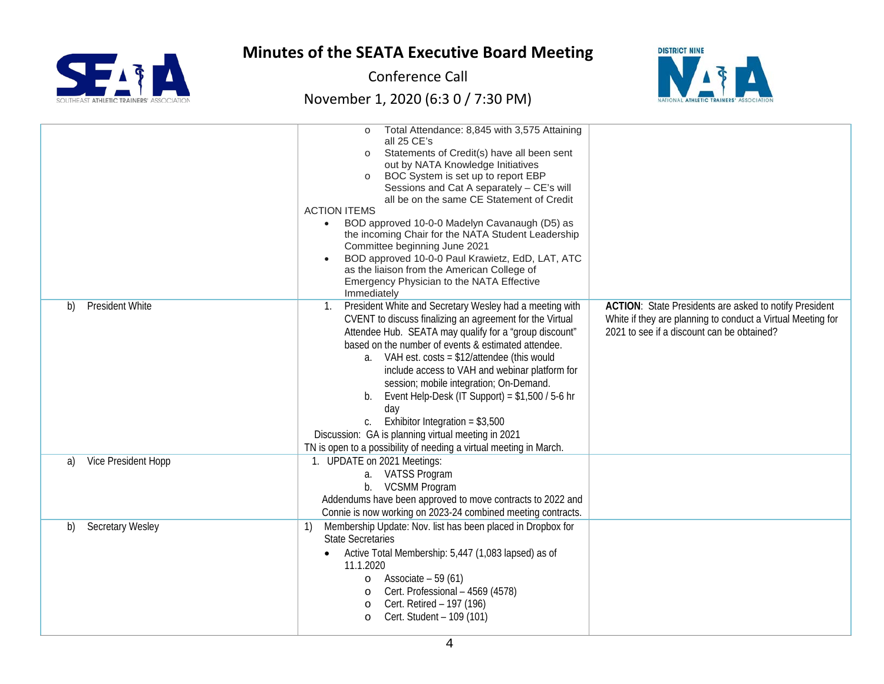# Minutes of the SEATA Executive Board Meeting

Conference Call

November 1, 2020 (6:3 0 / 7:30 PM)

| | | |
|---|---|---|
| | o Total Attendance: 8,845 with 3,575 Attaining all 25 CE's<br>o Statements of Credit(s) have all been sent out by NATA Knowledge Initiatives<br>o BOC System is set up to report EBP Sessions and Cat A separately – CE's will all be on the same CE Statement of Credit<br>ACTION ITEMS<br>• BOD approved 10-0-0 Madelyn Cavanaugh (D5) as the incoming Chair for the NATA Student Leadership Committee beginning June 2021<br>• BOD approved 10-0-0 Paul Krawietz, EdD, LAT, ATC as the liaison from the American College of Emergency Physician to the NATA Effective Immediately | |
| b) President White | 1. President White and Secretary Wesley had a meeting with CVENT to discuss finalizing an agreement for the Virtual Attendee Hub. SEATA may qualify for a "group discount" based on the number of events & estimated attendee.<br>a. VAH est. costs = $12/attendee (this would include access to VAH and webinar platform for session; mobile integration; On-Demand.<br>b. Event Help-Desk (IT Support) = $1,500 / 5-6 hr day<br>c. Exhibitor Integration = $3,500<br>Discussion: GA is planning virtual meeting in 2021<br>TN is open to a possibility of needing a virtual meeting in March. | **ACTION**: State Presidents are asked to notify President White if they are planning to conduct a Virtual Meeting for 2021 to see if a discount can be obtained? |
| a) Vice President Hopp | 1. UPDATE on 2021 Meetings:<br>a. VATSS Program<br>b. VCSMM Program<br>Addendums have been approved to move contracts to 2022 and Connie is now working on 2023-24 combined meeting contracts. | |
| b) Secretary Wesley | 1) Membership Update: Nov. list has been placed in Dropbox for State Secretaries<br>• Active Total Membership: 5,447 (1,083 lapsed) as of 11.1.2020<br>o Associate – 59 (61)<br>o Cert. Professional – 4569 (4578)<br>o Cert. Retired – 197 (196)<br>o Cert. Student – 109 (101) | |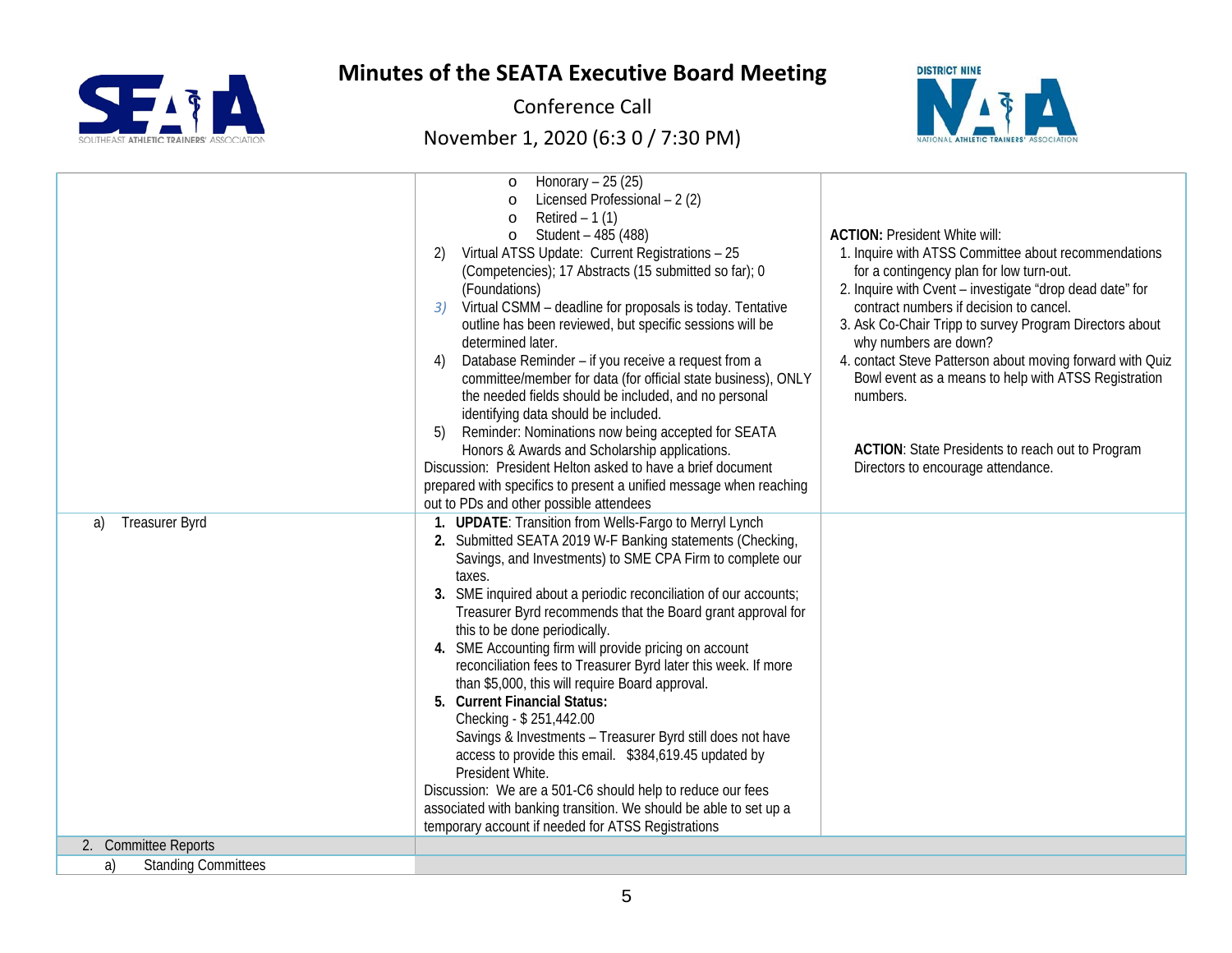# Minutes of the SEATA Executive Board Meeting

Conference Call

November 1, 2020 (6:3 0 / 7:30 PM)

| | | |
|---|---|---|
| | o Honorary – 25 (25)<br>o Licensed Professional – 2 (2)<br>o Retired – 1 (1)<br>o Student – 485 (488)<br>2) Virtual ATSS Update: Current Registrations – 25 (Competencies); 17 Abstracts (15 submitted so far); 0 (Foundations)<br>3) Virtual CSMM – deadline for proposals is today. Tentative outline has been reviewed, but specific sessions will be determined later.<br>4) Database Reminder – if you receive a request from a committee/member for data (for official state business), ONLY the needed fields should be included, and no personal identifying data should be included.<br>5) Reminder: Nominations now being accepted for SEATA Honors & Awards and Scholarship applications.<br>Discussion: President Helton asked to have a brief document prepared with specifics to present a unified message when reaching out to PDs and other possible attendees | **ACTION:** President White will:<br>1. Inquire with ATSS Committee about recommendations for a contingency plan for low turn-out.<br>2. Inquire with Cvent – investigate "drop dead date" for contract numbers if decision to cancel.<br>3. Ask Co-Chair Tripp to survey Program Directors about why numbers are down?<br>4. contact Steve Patterson about moving forward with Quiz Bowl event as a means to help with ATSS Registration numbers.<br><br>**ACTION**: State Presidents to reach out to Program Directors to encourage attendance. |
| a) Treasurer Byrd | **1. UPDATE**: Transition from Wells-Fargo to Merryl Lynch<br>**2.** Submitted SEATA 2019 W-F Banking statements (Checking, Savings, and Investments) to SME CPA Firm to complete our taxes.<br>**3.** SME inquired about a periodic reconciliation of our accounts; Treasurer Byrd recommends that the Board grant approval for this to be done periodically.<br>**4.** SME Accounting firm will provide pricing on account reconciliation fees to Treasurer Byrd later this week. If more than $5,000, this will require Board approval.<br>**5. Current Financial Status:**<br>Checking - $ 251,442.00<br>Savings & Investments – Treasurer Byrd still does not have access to provide this email. $384,619.45 updated by President White.<br>Discussion: We are a 501-C6 should help to reduce our fees associated with banking transition. We should be able to set up a temporary account if needed for ATSS Registrations | |
| 2. Committee Reports | | |
| a) Standing Committees | | |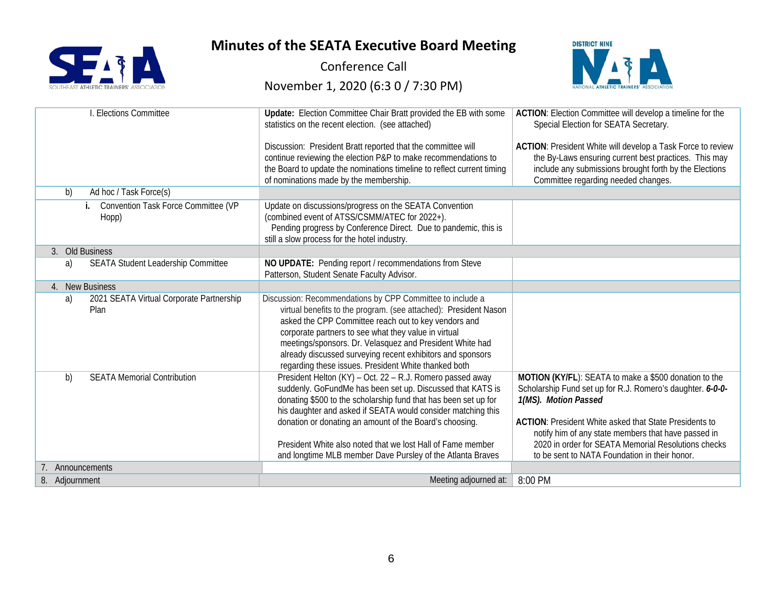# Minutes of the SEATA Executive Board Meeting

Conference Call

November 1, 2020 (6:3 0 / 7:30 PM)

| | | |
|---|---|---|
| I. Elections Committee | **Update:** Election Committee Chair Bratt provided the EB with some statistics on the recent election. (see attached)<br><br>Discussion: President Bratt reported that the committee will continue reviewing the election P&P to make recommendations to the Board to update the nominations timeline to reflect current timing of nominations made by the membership. | **ACTION**: Election Committee will develop a timeline for the Special Election for SEATA Secretary.<br><br>**ACTION**: President White will develop a Task Force to review the By-Laws ensuring current best practices. This may include any submissions brought forth by the Elections Committee regarding needed changes. |
| b) Ad hoc / Task Force(s) | | |
| **i.** Convention Task Force Committee (VP Hopp) | Update on discussions/progress on the SEATA Convention (combined event of ATSS/CSMM/ATEC for 2022+). Pending progress by Conference Direct. Due to pandemic, this is still a slow process for the hotel industry. | |
| 3. Old Business | | |
| a) SEATA Student Leadership Committee | **NO UPDATE:** Pending report / recommendations from Steve Patterson, Student Senate Faculty Advisor. | |
| 4. New Business | | |
| a) 2021 SEATA Virtual Corporate Partnership Plan | Discussion: Recommendations by CPP Committee to include a virtual benefits to the program. (see attached): President Nason asked the CPP Committee reach out to key vendors and corporate partners to see what they value in virtual meetings/sponsors. Dr. Velasquez and President White had already discussed surveying recent exhibitors and sponsors regarding these issues. President White thanked both | |
| b) SEATA Memorial Contribution | President Helton (KY) – Oct. 22 – R.J. Romero passed away suddenly. GoFundMe has been set up. Discussed that KATS is donating $500 to the scholarship fund that has been set up for his daughter and asked if SEATA would consider matching this donation or donating an amount of the Board's choosing.<br><br>President White also noted that we lost Hall of Fame member and longtime MLB member Dave Pursley of the Atlanta Braves | **MOTION (KY/FL)**: SEATA to make a $500 donation to the Scholarship Fund set up for R.J. Romero's daughter. ***6-0-0-1(MS). Motion Passed***<br><br>**ACTION**: President White asked that State Presidents to notify him of any state members that have passed in 2020 in order for SEATA Memorial Resolutions checks to be sent to NATA Foundation in their honor. |
| 7. Announcements | | |
| 8. Adjournment | Meeting adjourned at: | 8:00 PM |